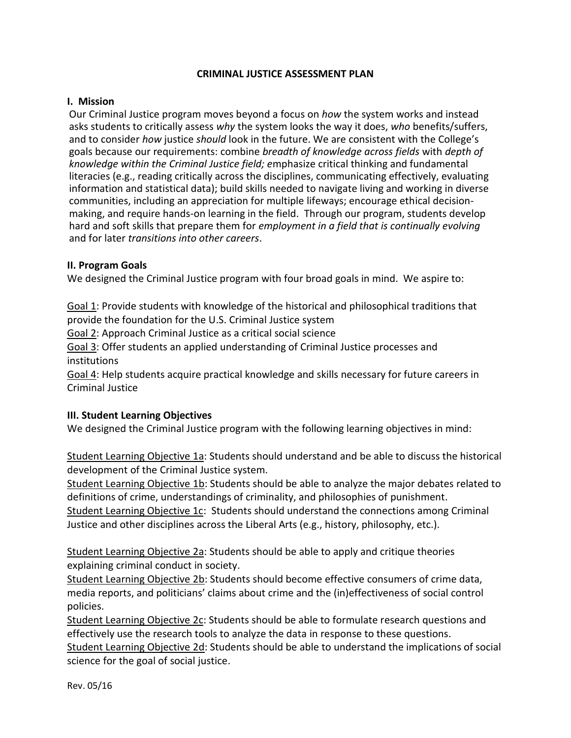# CRIMINAL JUSTICE ASSESSMENT PLAN

## I. Mission

Our Criminal Justice program moves beyond a focus on *how* the system works and instead asks students to critically assess *why* the system looks the way it does, *who* benefits/suffers, and to consider *how* justice *should* look in the future. We are consistent with the College's goals because our requirements: combine *breadth of knowledge across fields* with *depth of knowledge within the Criminal Justice field;* emphasize critical thinking and fundamental literacies (e.g., reading critically across the disciplines, communicating effectively, evaluating information and statistical data); build skills needed to navigate living and working in diverse communities, including an appreciation for multiple lifeways; encourage ethical decision-making, and require hands-on learning in the field. Through our program, students develop hard and soft skills that prepare them for *employment in a field that is continually evolving* and for later *transitions into other careers*.

## II. Program Goals

We designed the Criminal Justice program with four broad goals in mind. We aspire to:

<u>Goal 1</u>: Provide students with knowledge of the historical and philosophical traditions that provide the foundation for the U.S. Criminal Justice system
<u>Goal 2</u>: Approach Criminal Justice as a critical social science
<u>Goal 3</u>: Offer students an applied understanding of Criminal Justice processes and institutions
<u>Goal 4</u>: Help students acquire practical knowledge and skills necessary for future careers in Criminal Justice

## III. Student Learning Objectives

We designed the Criminal Justice program with the following learning objectives in mind:

<u>Student Learning Objective 1a</u>: Students should understand and be able to discuss the historical development of the Criminal Justice system.
<u>Student Learning Objective 1b</u>: Students should be able to analyze the major debates related to definitions of crime, understandings of criminality, and philosophies of punishment.
<u>Student Learning Objective 1c</u>: Students should understand the connections among Criminal Justice and other disciplines across the Liberal Arts (e.g., history, philosophy, etc.).

<u>Student Learning Objective 2a</u>: Students should be able to apply and critique theories explaining criminal conduct in society.
<u>Student Learning Objective 2b</u>: Students should become effective consumers of crime data, media reports, and politicians' claims about crime and the (in)effectiveness of social control policies.
<u>Student Learning Objective 2c</u>: Students should be able to formulate research questions and effectively use the research tools to analyze the data in response to these questions.
<u>Student Learning Objective 2d</u>: Students should be able to understand the implications of social science for the goal of social justice.

Rev. 05/16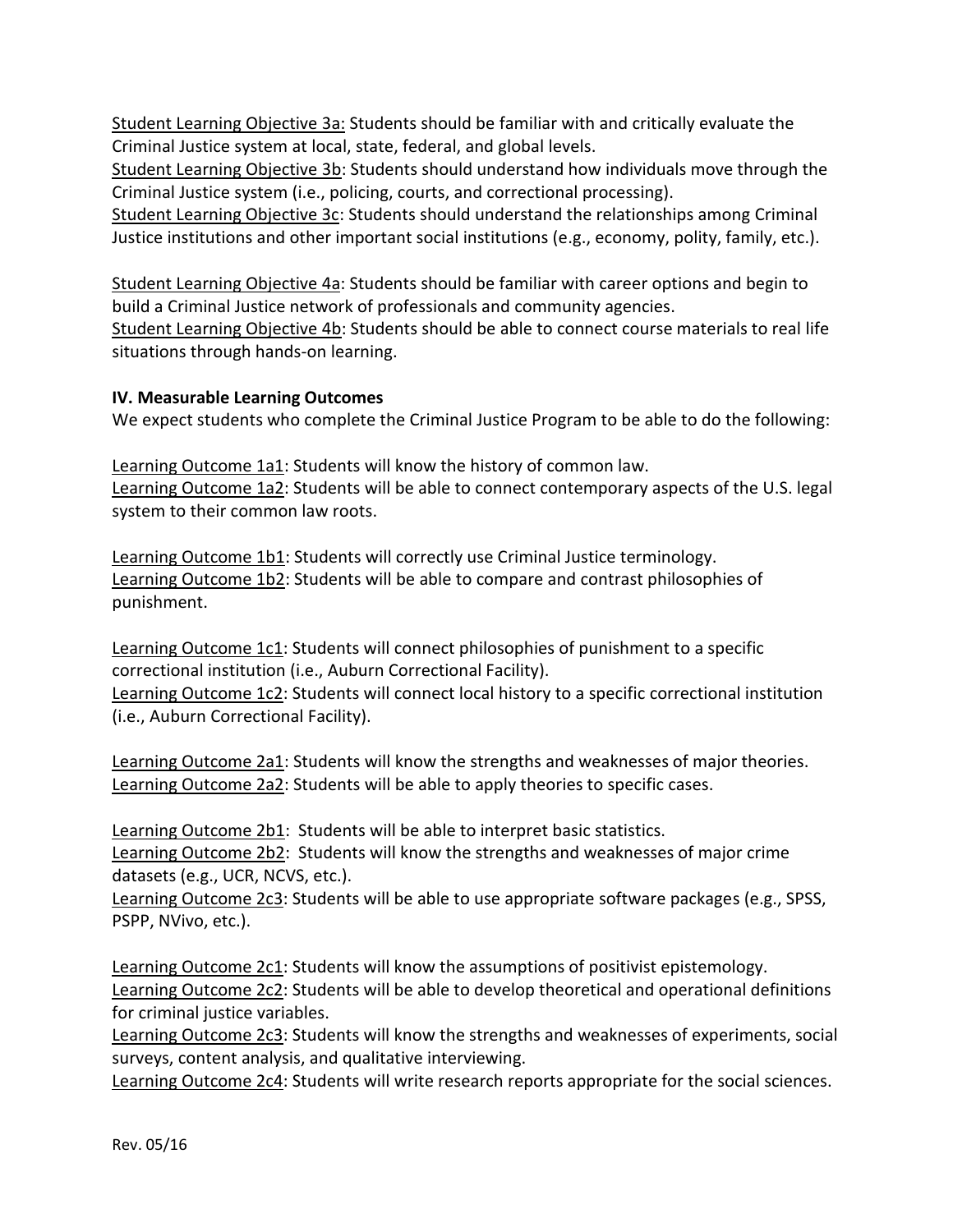Student Learning Objective 3a: Students should be familiar with and critically evaluate the Criminal Justice system at local, state, federal, and global levels.
Student Learning Objective 3b: Students should understand how individuals move through the Criminal Justice system (i.e., policing, courts, and correctional processing).
Student Learning Objective 3c: Students should understand the relationships among Criminal Justice institutions and other important social institutions (e.g., economy, polity, family, etc.).

Student Learning Objective 4a: Students should be familiar with career options and begin to build a Criminal Justice network of professionals and community agencies.
Student Learning Objective 4b: Students should be able to connect course materials to real life situations through hands-on learning.

## IV. Measurable Learning Outcomes

We expect students who complete the Criminal Justice Program to be able to do the following:

Learning Outcome 1a1: Students will know the history of common law.
Learning Outcome 1a2: Students will be able to connect contemporary aspects of the U.S. legal system to their common law roots.

Learning Outcome 1b1: Students will correctly use Criminal Justice terminology.
Learning Outcome 1b2: Students will be able to compare and contrast philosophies of punishment.

Learning Outcome 1c1: Students will connect philosophies of punishment to a specific correctional institution (i.e., Auburn Correctional Facility).
Learning Outcome 1c2: Students will connect local history to a specific correctional institution (i.e., Auburn Correctional Facility).

Learning Outcome 2a1: Students will know the strengths and weaknesses of major theories.
Learning Outcome 2a2: Students will be able to apply theories to specific cases.

Learning Outcome 2b1: Students will be able to interpret basic statistics.
Learning Outcome 2b2: Students will know the strengths and weaknesses of major crime datasets (e.g., UCR, NCVS, etc.).
Learning Outcome 2c3: Students will be able to use appropriate software packages (e.g., SPSS, PSPP, NVivo, etc.).

Learning Outcome 2c1: Students will know the assumptions of positivist epistemology.
Learning Outcome 2c2: Students will be able to develop theoretical and operational definitions for criminal justice variables.
Learning Outcome 2c3: Students will know the strengths and weaknesses of experiments, social surveys, content analysis, and qualitative interviewing.
Learning Outcome 2c4: Students will write research reports appropriate for the social sciences.

Rev. 05/16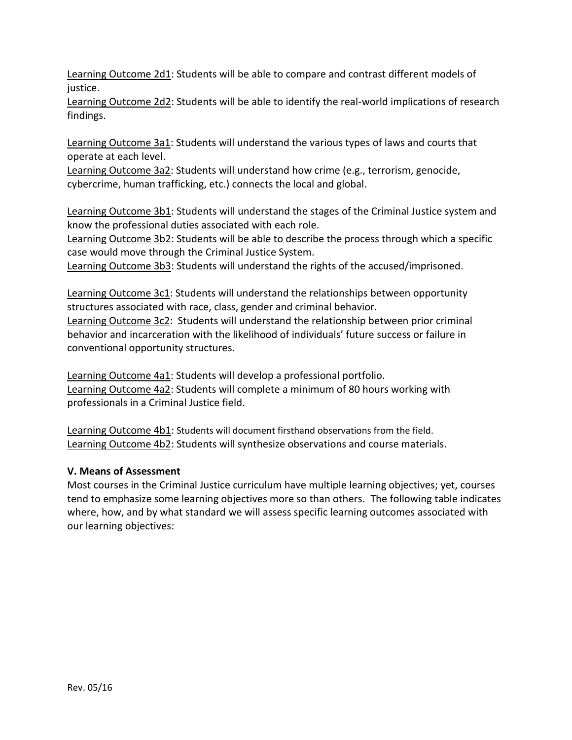<u>Learning Outcome 2d1</u>: Students will be able to compare and contrast different models of justice.
<u>Learning Outcome 2d2</u>: Students will be able to identify the real-world implications of research findings.

<u>Learning Outcome 3a1</u>: Students will understand the various types of laws and courts that operate at each level.
<u>Learning Outcome 3a2</u>: Students will understand how crime (e.g., terrorism, genocide, cybercrime, human trafficking, etc.) connects the local and global.

<u>Learning Outcome 3b1</u>: Students will understand the stages of the Criminal Justice system and know the professional duties associated with each role.
<u>Learning Outcome 3b2</u>: Students will be able to describe the process through which a specific case would move through the Criminal Justice System.
<u>Learning Outcome 3b3</u>: Students will understand the rights of the accused/imprisoned.

<u>Learning Outcome 3c1</u>: Students will understand the relationships between opportunity structures associated with race, class, gender and criminal behavior.
<u>Learning Outcome 3c2</u>: Students will understand the relationship between prior criminal behavior and incarceration with the likelihood of individuals' future success or failure in conventional opportunity structures.

<u>Learning Outcome 4a1</u>: Students will develop a professional portfolio.
<u>Learning Outcome 4a2</u>: Students will complete a minimum of 80 hours working with professionals in a Criminal Justice field.

<u>Learning Outcome 4b1</u>: Students will document firsthand observations from the field.
<u>Learning Outcome 4b2</u>: Students will synthesize observations and course materials.

**V. Means of Assessment**

Most courses in the Criminal Justice curriculum have multiple learning objectives; yet, courses tend to emphasize some learning objectives more so than others. The following table indicates where, how, and by what standard we will assess specific learning outcomes associated with our learning objectives: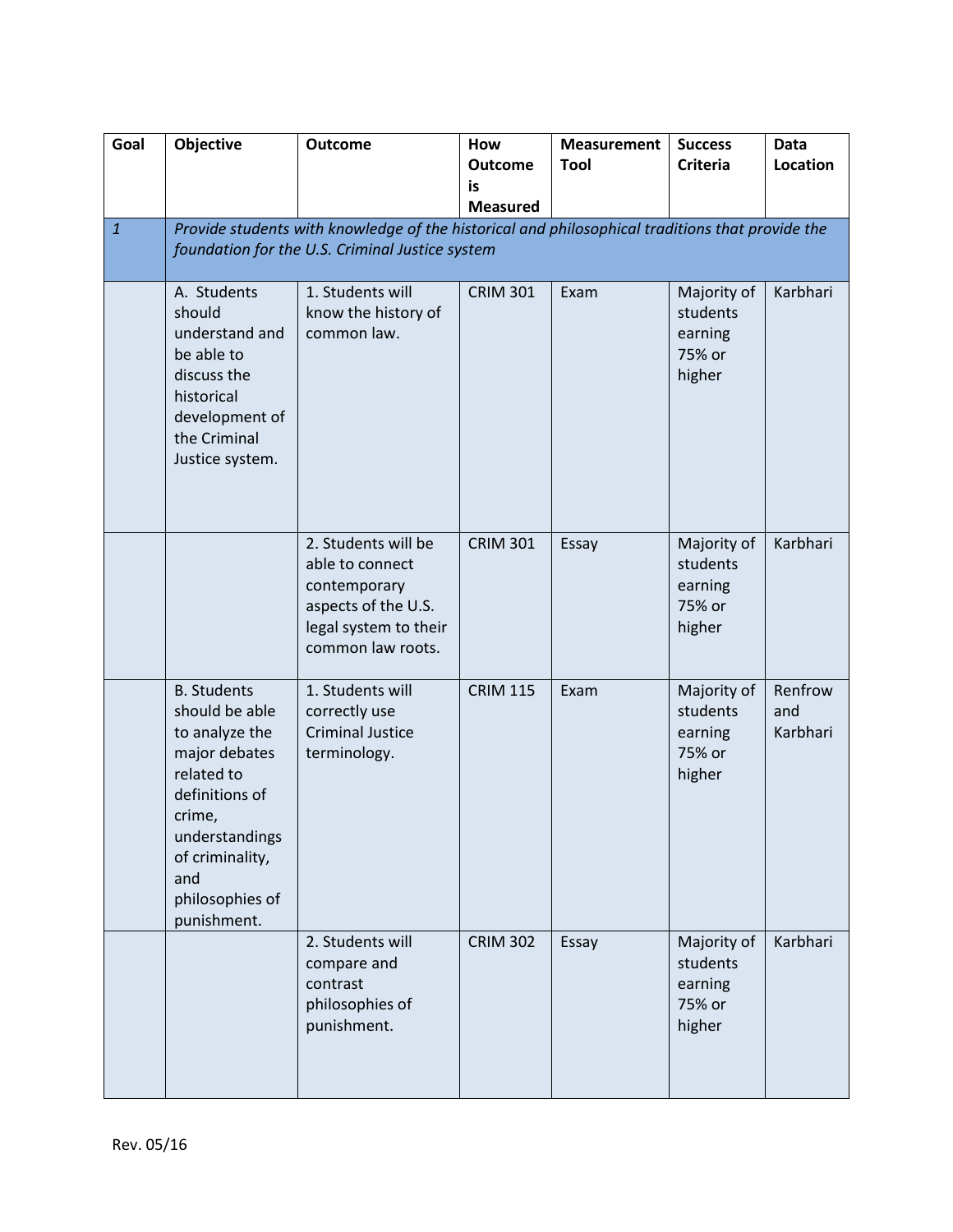| Goal | Objective | Outcome | How Outcome is Measured | Measurement Tool | Success Criteria | Data Location |
|---|---|---|---|---|---|---|
| *1* | *Provide students with knowledge of the historical and philosophical traditions that provide the foundation for the U.S. Criminal Justice system* | | | | | |
| | A. Students should understand and be able to discuss the historical development of the Criminal Justice system. | 1. Students will know the history of common law. | CRIM 301 | Exam | Majority of students earning 75% or higher | Karbhari |
| | | 2. Students will be able to connect contemporary aspects of the U.S. legal system to their common law roots. | CRIM 301 | Essay | Majority of students earning 75% or higher | Karbhari |
| | B. Students should be able to analyze the major debates related to definitions of crime, understandings of criminality, and philosophies of punishment. | 1. Students will correctly use Criminal Justice terminology. | CRIM 115 | Exam | Majority of students earning 75% or higher | Renfrow and Karbhari |
| | | 2. Students will compare and contrast philosophies of punishment. | CRIM 302 | Essay | Majority of students earning 75% or higher | Karbhari |

Rev. 05/16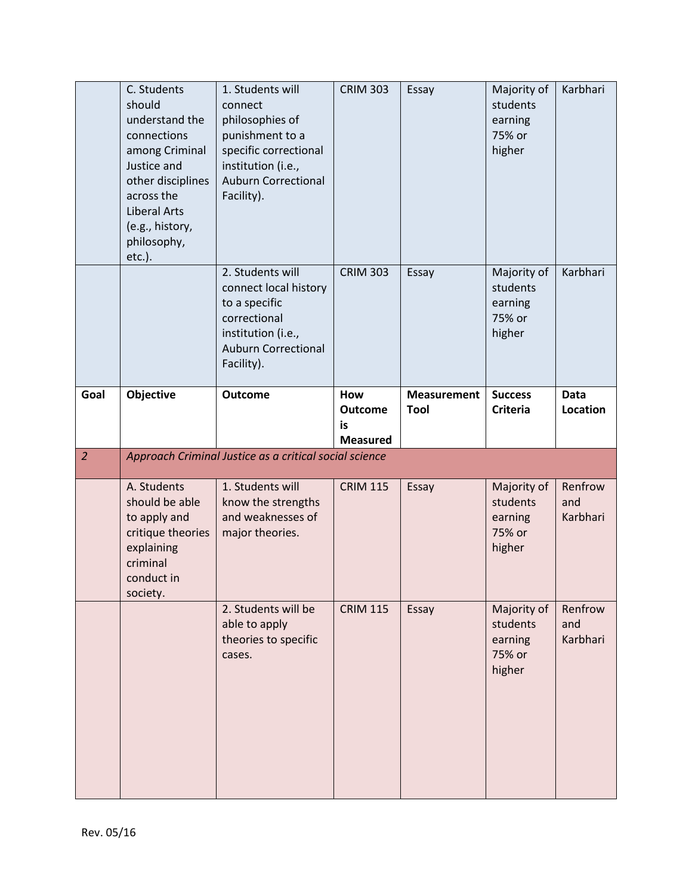| | | | | | | |
|---|---|---|---|---|---|---|
| | C. Students should understand the connections among Criminal Justice and other disciplines across the Liberal Arts (e.g., history, philosophy, etc.). | 1. Students will connect philosophies of punishment to a specific correctional institution (i.e., Auburn Correctional Facility). | CRIM 303 | Essay | Majority of students earning 75% or higher | Karbhari |
| | | 2. Students will connect local history to a specific correctional institution (i.e., Auburn Correctional Facility). | CRIM 303 | Essay | Majority of students earning 75% or higher | Karbhari |
| **Goal** | **Objective** | **Outcome** | **How Outcome is Measured** | **Measurement Tool** | **Success Criteria** | **Data Location** |
| *2* | *Approach Criminal Justice as a critical social science* | | | | | |
| | A. Students should be able to apply and critique theories explaining criminal conduct in society. | 1. Students will know the strengths and weaknesses of major theories. | CRIM 115 | Essay | Majority of students earning 75% or higher | Renfrow and Karbhari |
| | | 2. Students will be able to apply theories to specific cases. | CRIM 115 | Essay | Majority of students earning 75% or higher | Renfrow and Karbhari |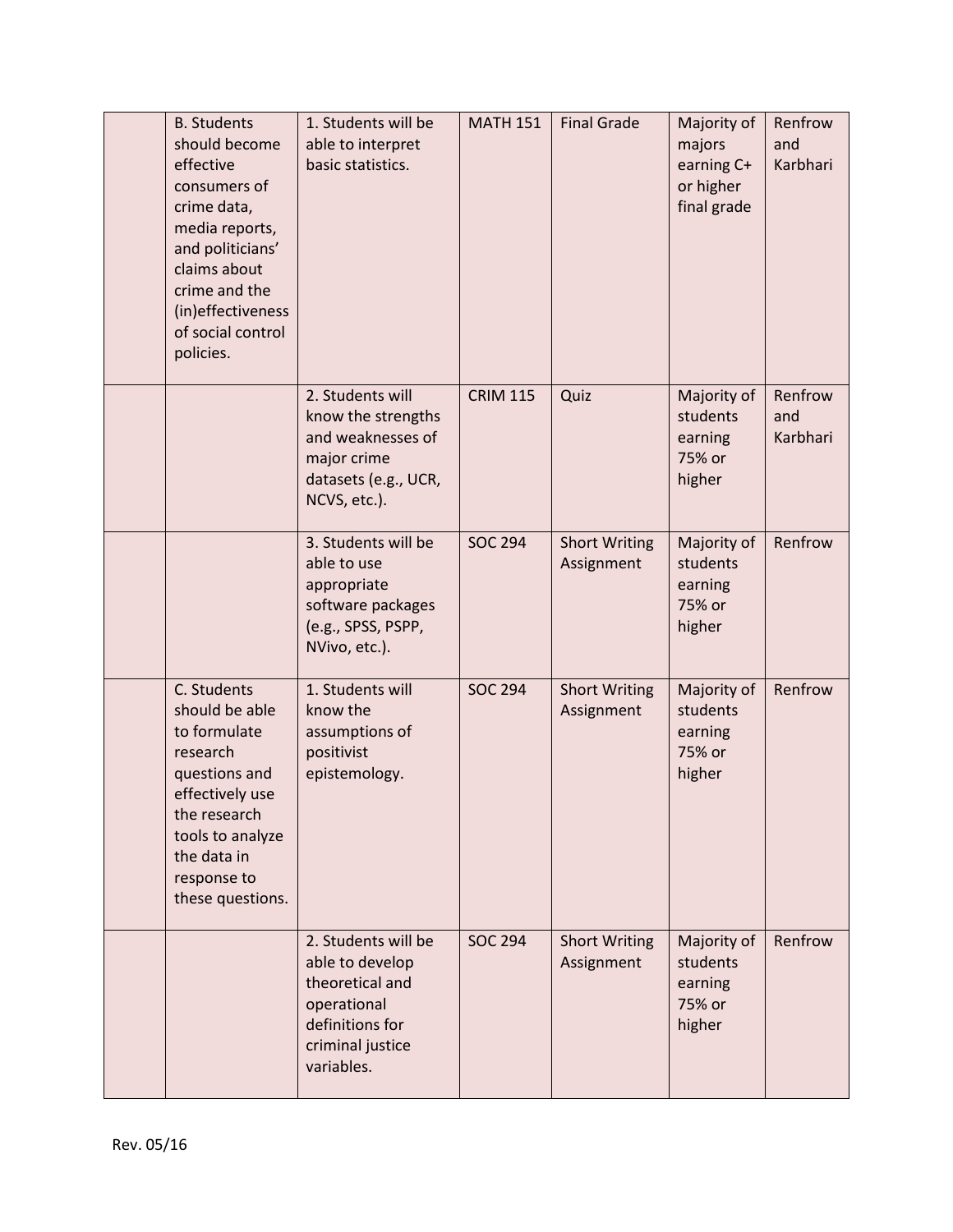| | | | | | | |
|---|---|---|---|---|---|---|
| | B. Students should become effective consumers of crime data, media reports, and politicians' claims about crime and the (in)effectiveness of social control policies. | 1. Students will be able to interpret basic statistics. | MATH 151 | Final Grade | Majority of majors earning C+ or higher final grade | Renfrow and Karbhari |
| | | 2. Students will know the strengths and weaknesses of major crime datasets (e.g., UCR, NCVS, etc.). | CRIM 115 | Quiz | Majority of students earning 75% or higher | Renfrow and Karbhari |
| | | 3. Students will be able to use appropriate software packages (e.g., SPSS, PSPP, NVivo, etc.). | SOC 294 | Short Writing Assignment | Majority of students earning 75% or higher | Renfrow |
| | C. Students should be able to formulate research questions and effectively use the research tools to analyze the data in response to these questions. | 1. Students will know the assumptions of positivist epistemology. | SOC 294 | Short Writing Assignment | Majority of students earning 75% or higher | Renfrow |
| | | 2. Students will be able to develop theoretical and operational definitions for criminal justice variables. | SOC 294 | Short Writing Assignment | Majority of students earning 75% or higher | Renfrow |

Rev. 05/16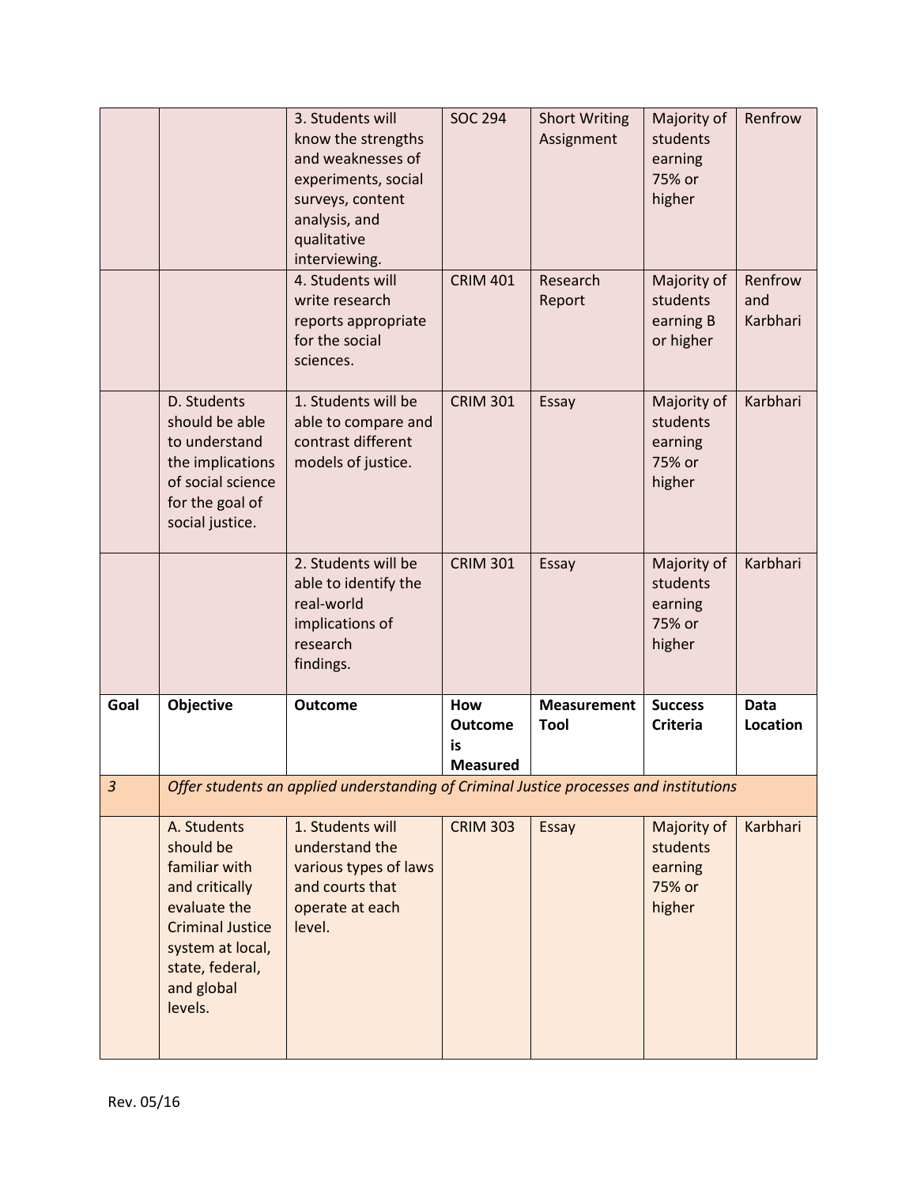| | | | | | | |
|---|---|---|---|---|---|---|
| | | 3. Students will know the strengths and weaknesses of experiments, social surveys, content analysis, and qualitative interviewing. | SOC 294 | Short Writing Assignment | Majority of students earning 75% or higher | Renfrow |
| | | 4. Students will write research reports appropriate for the social sciences. | CRIM 401 | Research Report | Majority of students earning B or higher | Renfrow and Karbhari |
| | D. Students should be able to understand the implications of social science for the goal of social justice. | 1. Students will be able to compare and contrast different models of justice. | CRIM 301 | Essay | Majority of students earning 75% or higher | Karbhari |
| | | 2. Students will be able to identify the real-world implications of research findings. | CRIM 301 | Essay | Majority of students earning 75% or higher | Karbhari |

| **Goal** | **Objective** | **Outcome** | **How Outcome is Measured** | **Measurement Tool** | **Success Criteria** | **Data Location** |
|---|---|---|---|---|---|---|
| *3* | *Offer students an applied understanding of Criminal Justice processes and institutions* | | | | | |
| | A. Students should be familiar with and critically evaluate the Criminal Justice system at local, state, federal, and global levels. | 1. Students will understand the various types of laws and courts that operate at each level. | CRIM 303 | Essay | Majority of students earning 75% or higher | Karbhari |

Rev. 05/16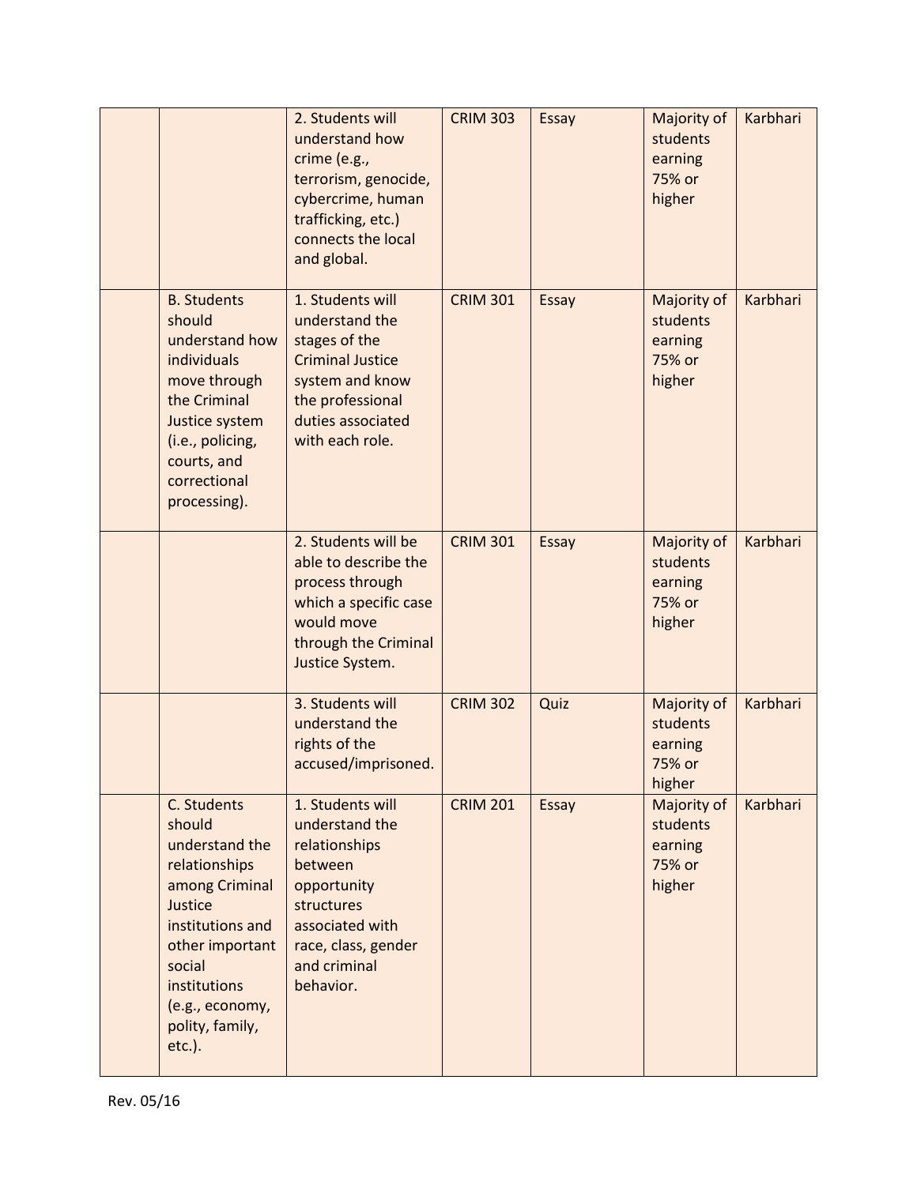| | | | | | | |
|---|---|---|---|---|---|---|
| | | 2. Students will understand how crime (e.g., terrorism, genocide, cybercrime, human trafficking, etc.) connects the local and global. | CRIM 303 | Essay | Majority of students earning 75% or higher | Karbhari |
| | B. Students should understand how individuals move through the Criminal Justice system (i.e., policing, courts, and correctional processing). | 1. Students will understand the stages of the Criminal Justice system and know the professional duties associated with each role. | CRIM 301 | Essay | Majority of students earning 75% or higher | Karbhari |
| | | 2. Students will be able to describe the process through which a specific case would move through the Criminal Justice System. | CRIM 301 | Essay | Majority of students earning 75% or higher | Karbhari |
| | | 3. Students will understand the rights of the accused/imprisoned. | CRIM 302 | Quiz | Majority of students earning 75% or higher | Karbhari |
| | C. Students should understand the relationships among Criminal Justice institutions and other important social institutions (e.g., economy, polity, family, etc.). | 1. Students will understand the relationships between opportunity structures associated with race, class, gender and criminal behavior. | CRIM 201 | Essay | Majority of students earning 75% or higher | Karbhari |

Rev. 05/16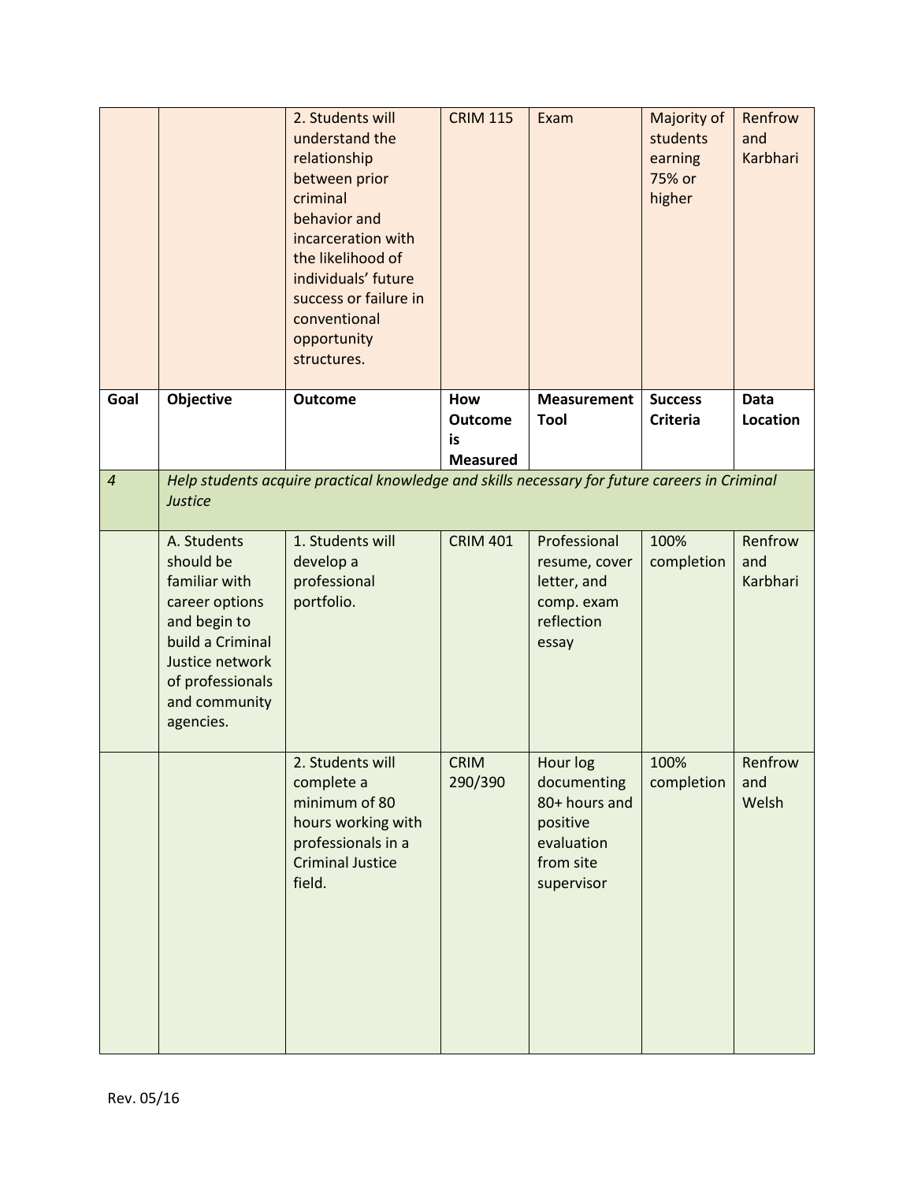| Goal | Objective | Outcome | How Outcome is Measured | Measurement Tool | Success Criteria | Data Location |
|---|---|---|---|---|---|---|
| | | 2. Students will understand the relationship between prior criminal behavior and incarceration with the likelihood of individuals' future success or failure in conventional opportunity structures. | CRIM 115 | Exam | Majority of students earning 75% or higher | Renfrow and Karbhari |

| Goal | Objective | Outcome | How Outcome is Measured | Measurement Tool | Success Criteria | Data Location |
|---|---|---|---|---|---|---|
| *4* | *Help students acquire practical knowledge and skills necessary for future careers in Criminal Justice* | | | | | |
| | A. Students should be familiar with career options and begin to build a Criminal Justice network of professionals and community agencies. | 1. Students will develop a professional portfolio. | CRIM 401 | Professional resume, cover letter, and comp. exam reflection essay | 100% completion | Renfrow and Karbhari |
| | | 2. Students will complete a minimum of 80 hours working with professionals in a Criminal Justice field. | CRIM 290/390 | Hour log documenting 80+ hours and positive evaluation from site supervisor | 100% completion | Renfrow and Welsh |

Rev. 05/16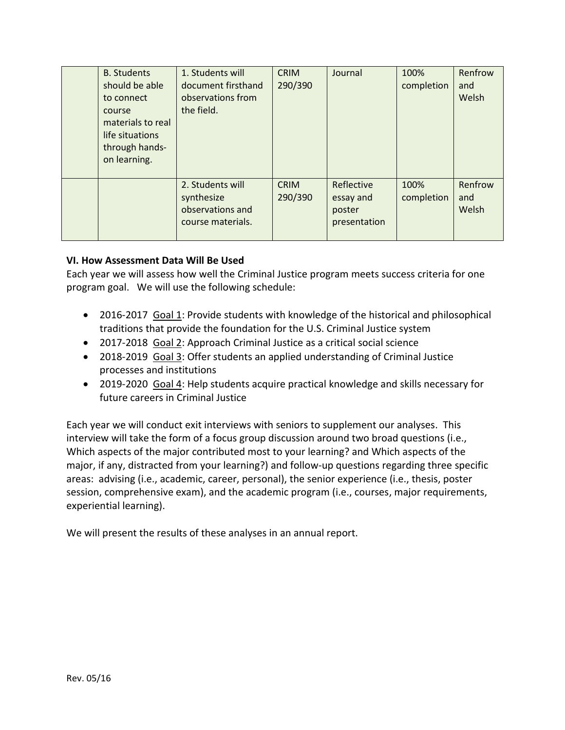| | | | | | | |
|---|---|---|---|---|---|---|
| | B. Students should be able to connect course materials to real life situations through hands-on learning. | 1. Students will document firsthand observations from the field. | CRIM 290/390 | Journal | 100% completion | Renfrow and Welsh |
| | | 2. Students will synthesize observations and course materials. | CRIM 290/390 | Reflective essay and poster presentation | 100% completion | Renfrow and Welsh |

**VI. How Assessment Data Will Be Used**

Each year we will assess how well the Criminal Justice program meets success criteria for one program goal. We will use the following schedule:

- 2016-2017 Goal 1: Provide students with knowledge of the historical and philosophical traditions that provide the foundation for the U.S. Criminal Justice system
- 2017-2018 Goal 2: Approach Criminal Justice as a critical social science
- 2018-2019 Goal 3: Offer students an applied understanding of Criminal Justice processes and institutions
- 2019-2020 Goal 4: Help students acquire practical knowledge and skills necessary for future careers in Criminal Justice

Each year we will conduct exit interviews with seniors to supplement our analyses. This interview will take the form of a focus group discussion around two broad questions (i.e., Which aspects of the major contributed most to your learning? and Which aspects of the major, if any, distracted from your learning?) and follow-up questions regarding three specific areas: advising (i.e., academic, career, personal), the senior experience (i.e., thesis, poster session, comprehensive exam), and the academic program (i.e., courses, major requirements, experiential learning).

We will present the results of these analyses in an annual report.

Rev. 05/16